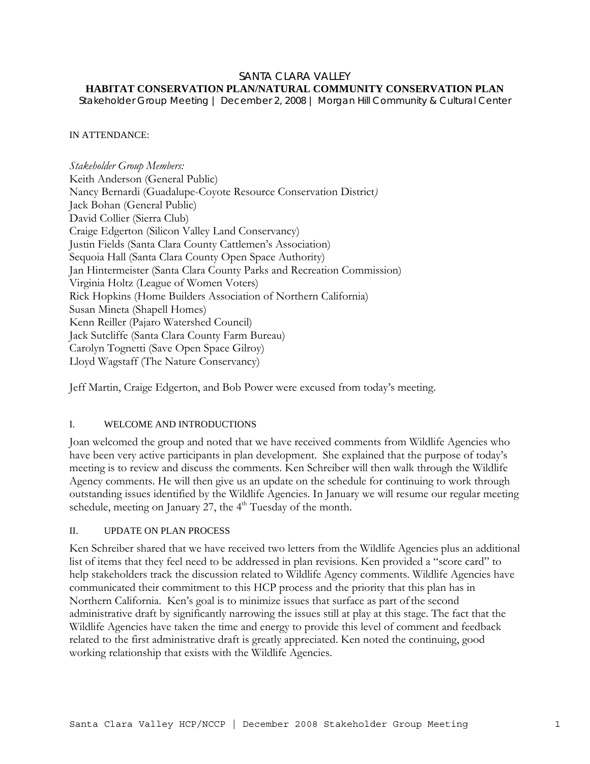# SANTA CLARA VALLEY
## HABITAT CONSERVATION PLAN/NATURAL COMMUNITY CONSERVATION PLAN
Stakeholder Group Meeting | December 2, 2008 | Morgan Hill Community & Cultural Center

IN ATTENDANCE:

*Stakeholder Group Members:*
Keith Anderson (General Public)
Nancy Bernardi (Guadalupe-Coyote Resource Conservation District)
Jack Bohan (General Public)
David Collier (Sierra Club)
Craige Edgerton (Silicon Valley Land Conservancy)
Justin Fields (Santa Clara County Cattlemen's Association)
Sequoia Hall (Santa Clara County Open Space Authority)
Jan Hintermeister (Santa Clara County Parks and Recreation Commission)
Virginia Holtz (League of Women Voters)
Rick Hopkins (Home Builders Association of Northern California)
Susan Mineta (Shapell Homes)
Kenn Reiller (Pajaro Watershed Council)
Jack Sutcliffe (Santa Clara County Farm Bureau)
Carolyn Tognetti (Save Open Space Gilroy)
Lloyd Wagstaff (The Nature Conservancy)

Jeff Martin, Craige Edgerton, and Bob Power were excused from today's meeting.

### I. WELCOME AND INTRODUCTIONS

Joan welcomed the group and noted that we have received comments from Wildlife Agencies who have been very active participants in plan development. She explained that the purpose of today's meeting is to review and discuss the comments. Ken Schreiber will then walk through the Wildlife Agency comments. He will then give us an update on the schedule for continuing to work through outstanding issues identified by the Wildlife Agencies. In January we will resume our regular meeting schedule, meeting on January 27, the 4th Tuesday of the month.

### II. UPDATE ON PLAN PROCESS

Ken Schreiber shared that we have received two letters from the Wildlife Agencies plus an additional list of items that they feel need to be addressed in plan revisions. Ken provided a "score card" to help stakeholders track the discussion related to Wildlife Agency comments. Wildlife Agencies have communicated their commitment to this HCP process and the priority that this plan has in Northern California. Ken's goal is to minimize issues that surface as part of the second administrative draft by significantly narrowing the issues still at play at this stage. The fact that the Wildlife Agencies have taken the time and energy to provide this level of comment and feedback related to the first administrative draft is greatly appreciated. Ken noted the continuing, good working relationship that exists with the Wildlife Agencies.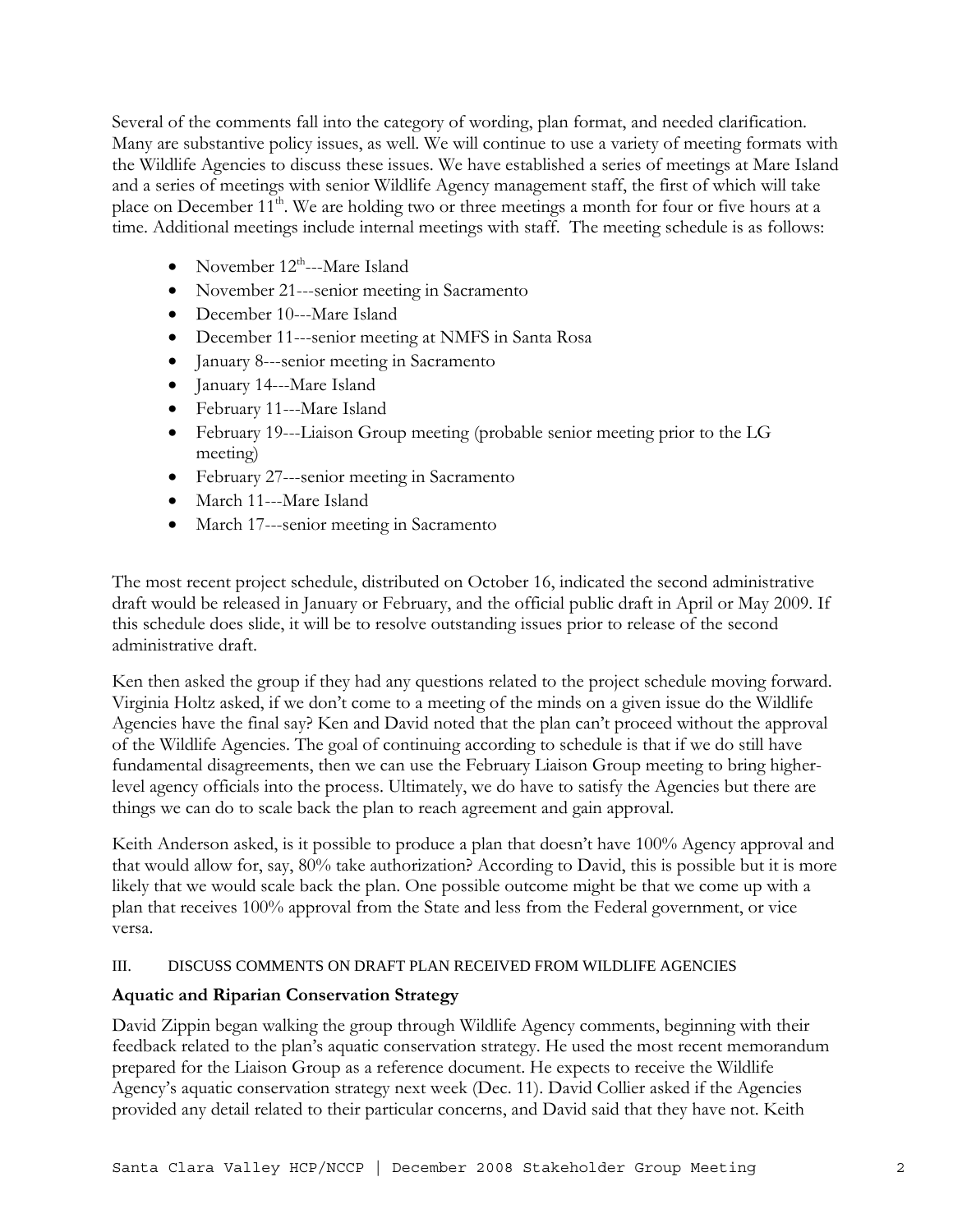Several of the comments fall into the category of wording, plan format, and needed clarification. Many are substantive policy issues, as well. We will continue to use a variety of meeting formats with the Wildlife Agencies to discuss these issues. We have established a series of meetings at Mare Island and a series of meetings with senior Wildlife Agency management staff, the first of which will take place on December 11th. We are holding two or three meetings a month for four or five hours at a time. Additional meetings include internal meetings with staff. The meeting schedule is as follows:

- November 12th---Mare Island
- November 21---senior meeting in Sacramento
- December 10---Mare Island
- December 11---senior meeting at NMFS in Santa Rosa
- January 8---senior meeting in Sacramento
- January 14---Mare Island
- February 11---Mare Island
- February 19---Liaison Group meeting (probable senior meeting prior to the LG meeting)
- February 27---senior meeting in Sacramento
- March 11---Mare Island
- March 17---senior meeting in Sacramento

The most recent project schedule, distributed on October 16, indicated the second administrative draft would be released in January or February, and the official public draft in April or May 2009. If this schedule does slide, it will be to resolve outstanding issues prior to release of the second administrative draft.

Ken then asked the group if they had any questions related to the project schedule moving forward. Virginia Holtz asked, if we don't come to a meeting of the minds on a given issue do the Wildlife Agencies have the final say? Ken and David noted that the plan can't proceed without the approval of the Wildlife Agencies. The goal of continuing according to schedule is that if we do still have fundamental disagreements, then we can use the February Liaison Group meeting to bring higher-level agency officials into the process. Ultimately, we do have to satisfy the Agencies but there are things we can do to scale back the plan to reach agreement and gain approval.

Keith Anderson asked, is it possible to produce a plan that doesn't have 100% Agency approval and that would allow for, say, 80% take authorization? According to David, this is possible but it is more likely that we would scale back the plan. One possible outcome might be that we come up with a plan that receives 100% approval from the State and less from the Federal government, or vice versa.

III. DISCUSS COMMENTS ON DRAFT PLAN RECEIVED FROM WILDLIFE AGENCIES

### Aquatic and Riparian Conservation Strategy

David Zippin began walking the group through Wildlife Agency comments, beginning with their feedback related to the plan's aquatic conservation strategy. He used the most recent memorandum prepared for the Liaison Group as a reference document. He expects to receive the Wildlife Agency's aquatic conservation strategy next week (Dec. 11). David Collier asked if the Agencies provided any detail related to their particular concerns, and David said that they have not. Keith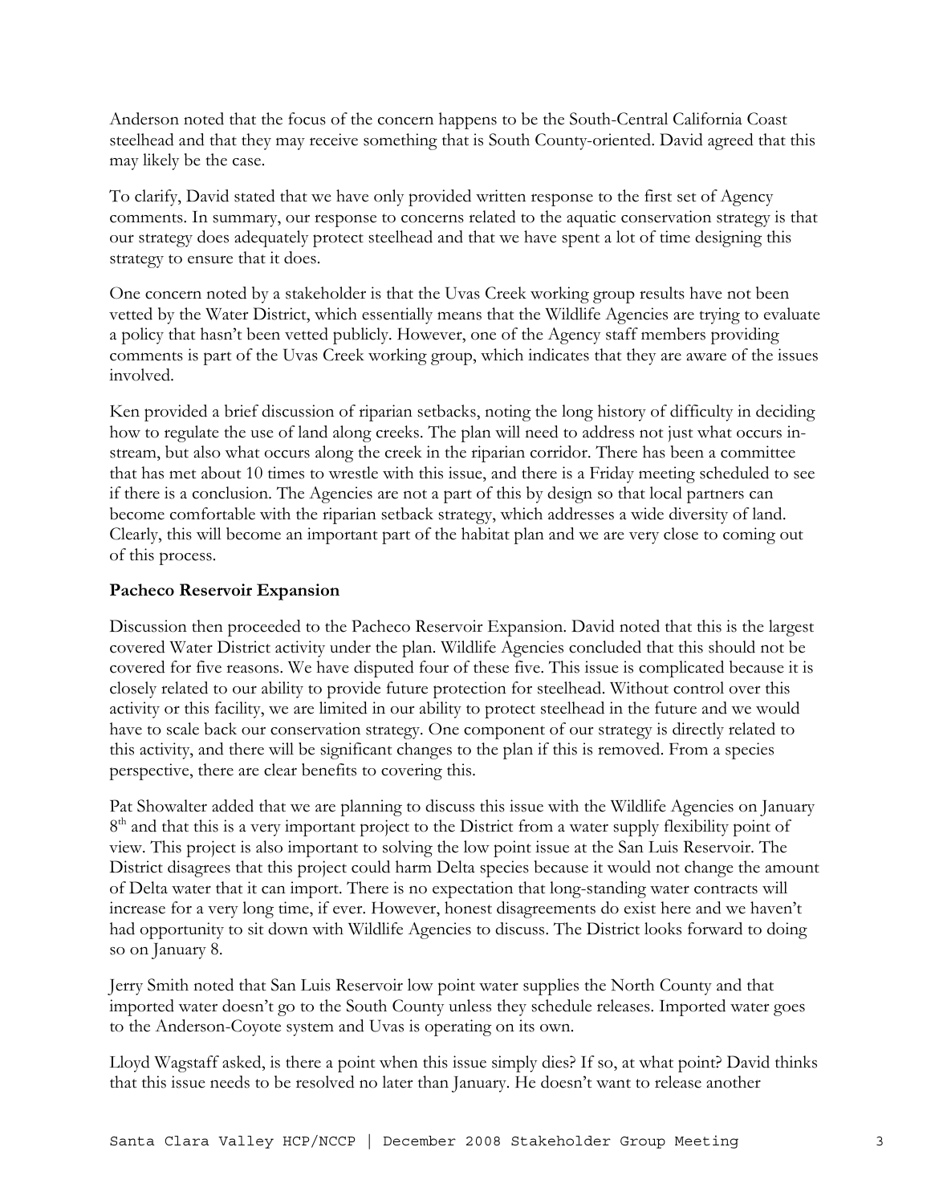Anderson noted that the focus of the concern happens to be the South-Central California Coast steelhead and that they may receive something that is South County-oriented. David agreed that this may likely be the case.

To clarify, David stated that we have only provided written response to the first set of Agency comments. In summary, our response to concerns related to the aquatic conservation strategy is that our strategy does adequately protect steelhead and that we have spent a lot of time designing this strategy to ensure that it does.

One concern noted by a stakeholder is that the Uvas Creek working group results have not been vetted by the Water District, which essentially means that the Wildlife Agencies are trying to evaluate a policy that hasn't been vetted publicly. However, one of the Agency staff members providing comments is part of the Uvas Creek working group, which indicates that they are aware of the issues involved.

Ken provided a brief discussion of riparian setbacks, noting the long history of difficulty in deciding how to regulate the use of land along creeks. The plan will need to address not just what occurs in-stream, but also what occurs along the creek in the riparian corridor. There has been a committee that has met about 10 times to wrestle with this issue, and there is a Friday meeting scheduled to see if there is a conclusion. The Agencies are not a part of this by design so that local partners can become comfortable with the riparian setback strategy, which addresses a wide diversity of land. Clearly, this will become an important part of the habitat plan and we are very close to coming out of this process.

**Pacheco Reservoir Expansion**

Discussion then proceeded to the Pacheco Reservoir Expansion. David noted that this is the largest covered Water District activity under the plan. Wildlife Agencies concluded that this should not be covered for five reasons. We have disputed four of these five. This issue is complicated because it is closely related to our ability to provide future protection for steelhead. Without control over this activity or this facility, we are limited in our ability to protect steelhead in the future and we would have to scale back our conservation strategy. One component of our strategy is directly related to this activity, and there will be significant changes to the plan if this is removed. From a species perspective, there are clear benefits to covering this.

Pat Showalter added that we are planning to discuss this issue with the Wildlife Agencies on January 8th and that this is a very important project to the District from a water supply flexibility point of view. This project is also important to solving the low point issue at the San Luis Reservoir. The District disagrees that this project could harm Delta species because it would not change the amount of Delta water that it can import. There is no expectation that long-standing water contracts will increase for a very long time, if ever. However, honest disagreements do exist here and we haven't had opportunity to sit down with Wildlife Agencies to discuss. The District looks forward to doing so on January 8.

Jerry Smith noted that San Luis Reservoir low point water supplies the North County and that imported water doesn't go to the South County unless they schedule releases. Imported water goes to the Anderson-Coyote system and Uvas is operating on its own.

Lloyd Wagstaff asked, is there a point when this issue simply dies? If so, at what point? David thinks that this issue needs to be resolved no later than January. He doesn't want to release another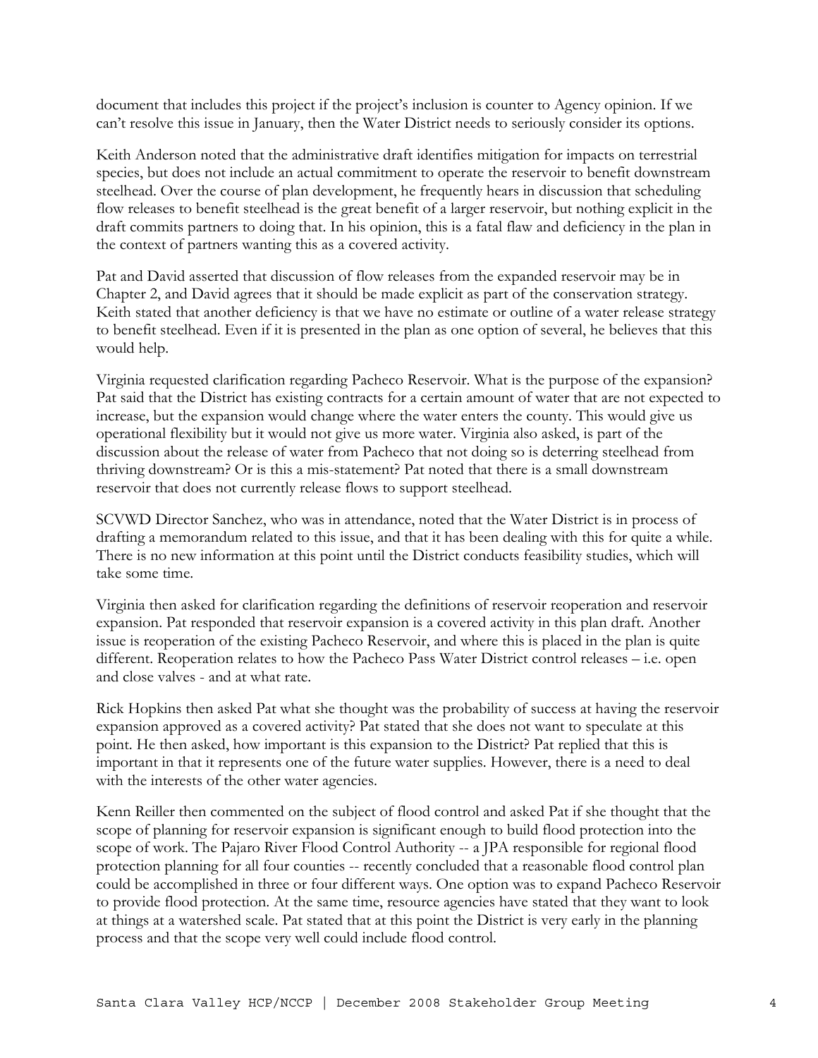document that includes this project if the project's inclusion is counter to Agency opinion. If we can't resolve this issue in January, then the Water District needs to seriously consider its options.

Keith Anderson noted that the administrative draft identifies mitigation for impacts on terrestrial species, but does not include an actual commitment to operate the reservoir to benefit downstream steelhead. Over the course of plan development, he frequently hears in discussion that scheduling flow releases to benefit steelhead is the great benefit of a larger reservoir, but nothing explicit in the draft commits partners to doing that. In his opinion, this is a fatal flaw and deficiency in the plan in the context of partners wanting this as a covered activity.

Pat and David asserted that discussion of flow releases from the expanded reservoir may be in Chapter 2, and David agrees that it should be made explicit as part of the conservation strategy. Keith stated that another deficiency is that we have no estimate or outline of a water release strategy to benefit steelhead. Even if it is presented in the plan as one option of several, he believes that this would help.

Virginia requested clarification regarding Pacheco Reservoir. What is the purpose of the expansion? Pat said that the District has existing contracts for a certain amount of water that are not expected to increase, but the expansion would change where the water enters the county. This would give us operational flexibility but it would not give us more water. Virginia also asked, is part of the discussion about the release of water from Pacheco that not doing so is deterring steelhead from thriving downstream? Or is this a mis-statement? Pat noted that there is a small downstream reservoir that does not currently release flows to support steelhead.

SCVWD Director Sanchez, who was in attendance, noted that the Water District is in process of drafting a memorandum related to this issue, and that it has been dealing with this for quite a while. There is no new information at this point until the District conducts feasibility studies, which will take some time.

Virginia then asked for clarification regarding the definitions of reservoir reoperation and reservoir expansion. Pat responded that reservoir expansion is a covered activity in this plan draft. Another issue is reoperation of the existing Pacheco Reservoir, and where this is placed in the plan is quite different. Reoperation relates to how the Pacheco Pass Water District control releases – i.e. open and close valves - and at what rate.

Rick Hopkins then asked Pat what she thought was the probability of success at having the reservoir expansion approved as a covered activity? Pat stated that she does not want to speculate at this point. He then asked, how important is this expansion to the District? Pat replied that this is important in that it represents one of the future water supplies. However, there is a need to deal with the interests of the other water agencies.

Kenn Reiller then commented on the subject of flood control and asked Pat if she thought that the scope of planning for reservoir expansion is significant enough to build flood protection into the scope of work. The Pajaro River Flood Control Authority -- a JPA responsible for regional flood protection planning for all four counties -- recently concluded that a reasonable flood control plan could be accomplished in three or four different ways. One option was to expand Pacheco Reservoir to provide flood protection. At the same time, resource agencies have stated that they want to look at things at a watershed scale. Pat stated that at this point the District is very early in the planning process and that the scope very well could include flood control.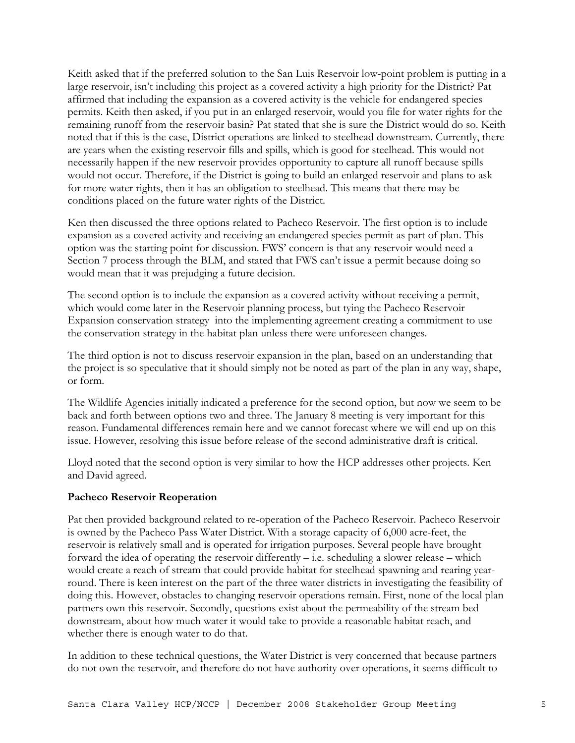Keith asked that if the preferred solution to the San Luis Reservoir low-point problem is putting in a large reservoir, isn't including this project as a covered activity a high priority for the District? Pat affirmed that including the expansion as a covered activity is the vehicle for endangered species permits. Keith then asked, if you put in an enlarged reservoir, would you file for water rights for the remaining runoff from the reservoir basin? Pat stated that she is sure the District would do so. Keith noted that if this is the case, District operations are linked to steelhead downstream. Currently, there are years when the existing reservoir fills and spills, which is good for steelhead. This would not necessarily happen if the new reservoir provides opportunity to capture all runoff because spills would not occur. Therefore, if the District is going to build an enlarged reservoir and plans to ask for more water rights, then it has an obligation to steelhead. This means that there may be conditions placed on the future water rights of the District.

Ken then discussed the three options related to Pacheco Reservoir. The first option is to include expansion as a covered activity and receiving an endangered species permit as part of plan. This option was the starting point for discussion. FWS' concern is that any reservoir would need a Section 7 process through the BLM, and stated that FWS can't issue a permit because doing so would mean that it was prejudging a future decision.

The second option is to include the expansion as a covered activity without receiving a permit, which would come later in the Reservoir planning process, but tying the Pacheco Reservoir Expansion conservation strategy into the implementing agreement creating a commitment to use the conservation strategy in the habitat plan unless there were unforeseen changes.

The third option is not to discuss reservoir expansion in the plan, based on an understanding that the project is so speculative that it should simply not be noted as part of the plan in any way, shape, or form.

The Wildlife Agencies initially indicated a preference for the second option, but now we seem to be back and forth between options two and three. The January 8 meeting is very important for this reason. Fundamental differences remain here and we cannot forecast where we will end up on this issue. However, resolving this issue before release of the second administrative draft is critical.

Lloyd noted that the second option is very similar to how the HCP addresses other projects. Ken and David agreed.

**Pacheco Reservoir Reoperation**

Pat then provided background related to re-operation of the Pacheco Reservoir. Pacheco Reservoir is owned by the Pacheco Pass Water District. With a storage capacity of 6,000 acre-feet, the reservoir is relatively small and is operated for irrigation purposes. Several people have brought forward the idea of operating the reservoir differently – i.e. scheduling a slower release – which would create a reach of stream that could provide habitat for steelhead spawning and rearing year-round. There is keen interest on the part of the three water districts in investigating the feasibility of doing this. However, obstacles to changing reservoir operations remain. First, none of the local plan partners own this reservoir. Secondly, questions exist about the permeability of the stream bed downstream, about how much water it would take to provide a reasonable habitat reach, and whether there is enough water to do that.

In addition to these technical questions, the Water District is very concerned that because partners do not own the reservoir, and therefore do not have authority over operations, it seems difficult to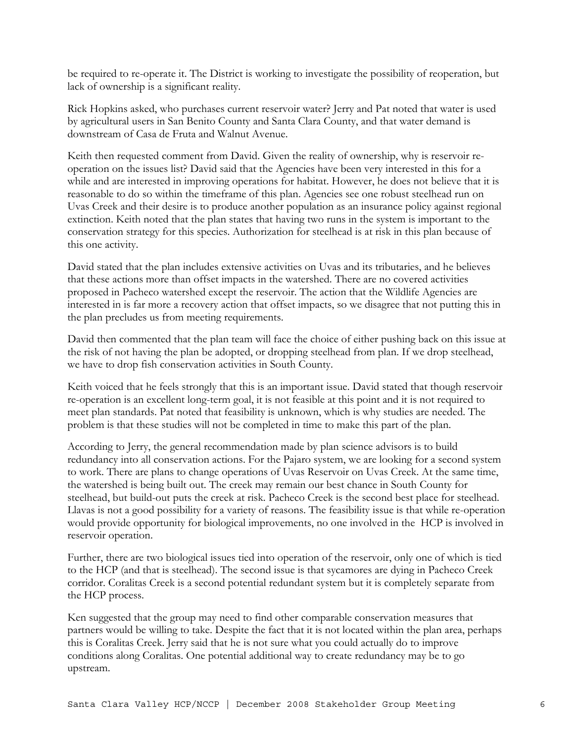be required to re-operate it. The District is working to investigate the possibility of reoperation, but lack of ownership is a significant reality.

Rick Hopkins asked, who purchases current reservoir water? Jerry and Pat noted that water is used by agricultural users in San Benito County and Santa Clara County, and that water demand is downstream of Casa de Fruta and Walnut Avenue.

Keith then requested comment from David. Given the reality of ownership, why is reservoir re-operation on the issues list? David said that the Agencies have been very interested in this for a while and are interested in improving operations for habitat. However, he does not believe that it is reasonable to do so within the timeframe of this plan. Agencies see one robust steelhead run on Uvas Creek and their desire is to produce another population as an insurance policy against regional extinction. Keith noted that the plan states that having two runs in the system is important to the conservation strategy for this species. Authorization for steelhead is at risk in this plan because of this one activity.

David stated that the plan includes extensive activities on Uvas and its tributaries, and he believes that these actions more than offset impacts in the watershed. There are no covered activities proposed in Pacheco watershed except the reservoir. The action that the Wildlife Agencies are interested in is far more a recovery action that offset impacts, so we disagree that not putting this in the plan precludes us from meeting requirements.

David then commented that the plan team will face the choice of either pushing back on this issue at the risk of not having the plan be adopted, or dropping steelhead from plan. If we drop steelhead, we have to drop fish conservation activities in South County.

Keith voiced that he feels strongly that this is an important issue. David stated that though reservoir re-operation is an excellent long-term goal, it is not feasible at this point and it is not required to meet plan standards. Pat noted that feasibility is unknown, which is why studies are needed. The problem is that these studies will not be completed in time to make this part of the plan.

According to Jerry, the general recommendation made by plan science advisors is to build redundancy into all conservation actions. For the Pajaro system, we are looking for a second system to work. There are plans to change operations of Uvas Reservoir on Uvas Creek. At the same time, the watershed is being built out. The creek may remain our best chance in South County for steelhead, but build-out puts the creek at risk. Pacheco Creek is the second best place for steelhead. Llavas is not a good possibility for a variety of reasons. The feasibility issue is that while re-operation would provide opportunity for biological improvements, no one involved in the HCP is involved in reservoir operation.

Further, there are two biological issues tied into operation of the reservoir, only one of which is tied to the HCP (and that is steelhead). The second issue is that sycamores are dying in Pacheco Creek corridor. Coralitas Creek is a second potential redundant system but it is completely separate from the HCP process.

Ken suggested that the group may need to find other comparable conservation measures that partners would be willing to take. Despite the fact that it is not located within the plan area, perhaps this is Coralitas Creek. Jerry said that he is not sure what you could actually do to improve conditions along Coralitas. One potential additional way to create redundancy may be to go upstream.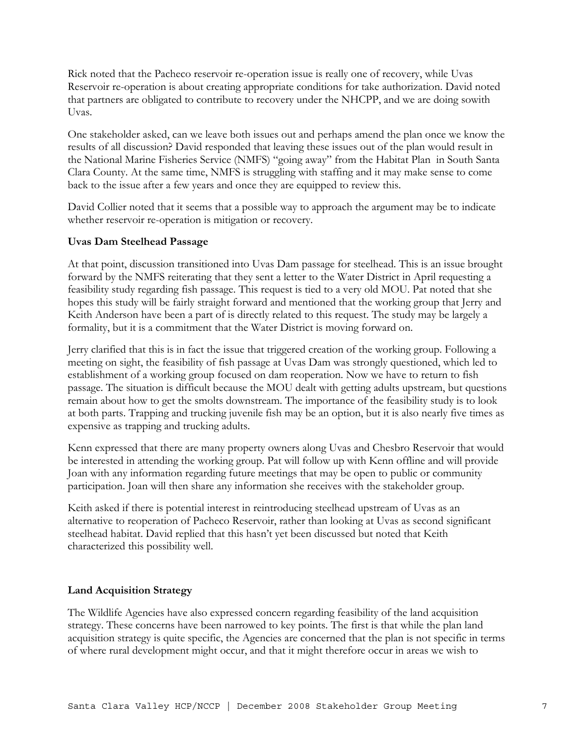Rick noted that the Pacheco reservoir re-operation issue is really one of recovery, while Uvas Reservoir re-operation is about creating appropriate conditions for take authorization. David noted that partners are obligated to contribute to recovery under the NHCPP, and we are doing sowith Uvas.

One stakeholder asked, can we leave both issues out and perhaps amend the plan once we know the results of all discussion? David responded that leaving these issues out of the plan would result in the National Marine Fisheries Service (NMFS) "going away" from the Habitat Plan in South Santa Clara County. At the same time, NMFS is struggling with staffing and it may make sense to come back to the issue after a few years and once they are equipped to review this.

David Collier noted that it seems that a possible way to approach the argument may be to indicate whether reservoir re-operation is mitigation or recovery.

**Uvas Dam Steelhead Passage**

At that point, discussion transitioned into Uvas Dam passage for steelhead. This is an issue brought forward by the NMFS reiterating that they sent a letter to the Water District in April requesting a feasibility study regarding fish passage. This request is tied to a very old MOU. Pat noted that she hopes this study will be fairly straight forward and mentioned that the working group that Jerry and Keith Anderson have been a part of is directly related to this request. The study may be largely a formality, but it is a commitment that the Water District is moving forward on.

Jerry clarified that this is in fact the issue that triggered creation of the working group. Following a meeting on sight, the feasibility of fish passage at Uvas Dam was strongly questioned, which led to establishment of a working group focused on dam reoperation. Now we have to return to fish passage. The situation is difficult because the MOU dealt with getting adults upstream, but questions remain about how to get the smolts downstream. The importance of the feasibility study is to look at both parts. Trapping and trucking juvenile fish may be an option, but it is also nearly five times as expensive as trapping and trucking adults.

Kenn expressed that there are many property owners along Uvas and Chesbro Reservoir that would be interested in attending the working group. Pat will follow up with Kenn offline and will provide Joan with any information regarding future meetings that may be open to public or community participation. Joan will then share any information she receives with the stakeholder group.

Keith asked if there is potential interest in reintroducing steelhead upstream of Uvas as an alternative to reoperation of Pacheco Reservoir, rather than looking at Uvas as second significant steelhead habitat. David replied that this hasn't yet been discussed but noted that Keith characterized this possibility well.

**Land Acquisition Strategy**

The Wildlife Agencies have also expressed concern regarding feasibility of the land acquisition strategy. These concerns have been narrowed to key points. The first is that while the plan land acquisition strategy is quite specific, the Agencies are concerned that the plan is not specific in terms of where rural development might occur, and that it might therefore occur in areas we wish to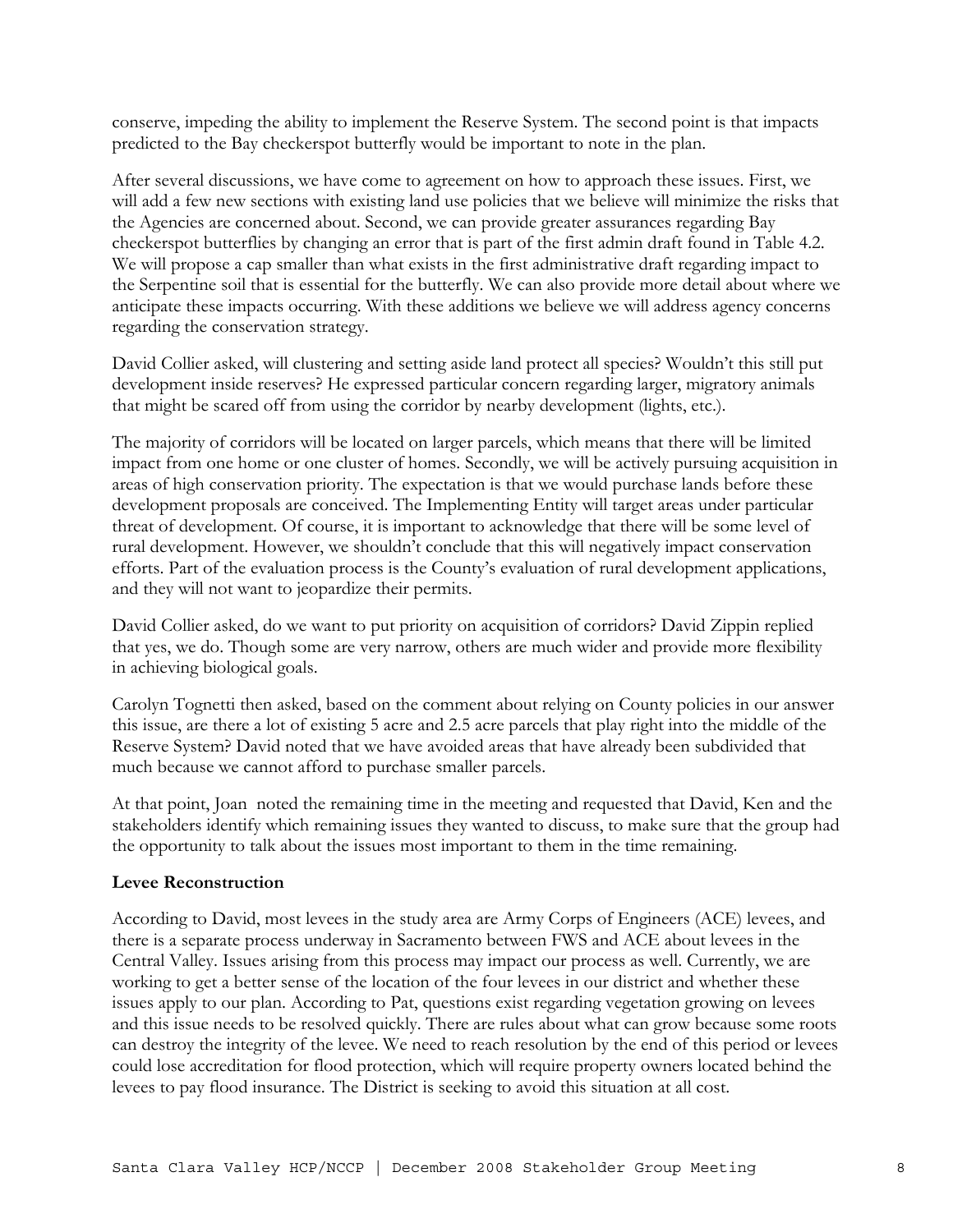conserve, impeding the ability to implement the Reserve System. The second point is that impacts predicted to the Bay checkerspot butterfly would be important to note in the plan.

After several discussions, we have come to agreement on how to approach these issues. First, we will add a few new sections with existing land use policies that we believe will minimize the risks that the Agencies are concerned about. Second, we can provide greater assurances regarding Bay checkerspot butterflies by changing an error that is part of the first admin draft found in Table 4.2. We will propose a cap smaller than what exists in the first administrative draft regarding impact to the Serpentine soil that is essential for the butterfly. We can also provide more detail about where we anticipate these impacts occurring. With these additions we believe we will address agency concerns regarding the conservation strategy.

David Collier asked, will clustering and setting aside land protect all species? Wouldn't this still put development inside reserves? He expressed particular concern regarding larger, migratory animals that might be scared off from using the corridor by nearby development (lights, etc.).

The majority of corridors will be located on larger parcels, which means that there will be limited impact from one home or one cluster of homes. Secondly, we will be actively pursuing acquisition in areas of high conservation priority. The expectation is that we would purchase lands before these development proposals are conceived. The Implementing Entity will target areas under particular threat of development. Of course, it is important to acknowledge that there will be some level of rural development. However, we shouldn't conclude that this will negatively impact conservation efforts. Part of the evaluation process is the County's evaluation of rural development applications, and they will not want to jeopardize their permits.

David Collier asked, do we want to put priority on acquisition of corridors? David Zippin replied that yes, we do. Though some are very narrow, others are much wider and provide more flexibility in achieving biological goals.

Carolyn Tognetti then asked, based on the comment about relying on County policies in our answer this issue, are there a lot of existing 5 acre and 2.5 acre parcels that play right into the middle of the Reserve System? David noted that we have avoided areas that have already been subdivided that much because we cannot afford to purchase smaller parcels.

At that point, Joan noted the remaining time in the meeting and requested that David, Ken and the stakeholders identify which remaining issues they wanted to discuss, to make sure that the group had the opportunity to talk about the issues most important to them in the time remaining.

**Levee Reconstruction**

According to David, most levees in the study area are Army Corps of Engineers (ACE) levees, and there is a separate process underway in Sacramento between FWS and ACE about levees in the Central Valley. Issues arising from this process may impact our process as well. Currently, we are working to get a better sense of the location of the four levees in our district and whether these issues apply to our plan. According to Pat, questions exist regarding vegetation growing on levees and this issue needs to be resolved quickly. There are rules about what can grow because some roots can destroy the integrity of the levee. We need to reach resolution by the end of this period or levees could lose accreditation for flood protection, which will require property owners located behind the levees to pay flood insurance. The District is seeking to avoid this situation at all cost.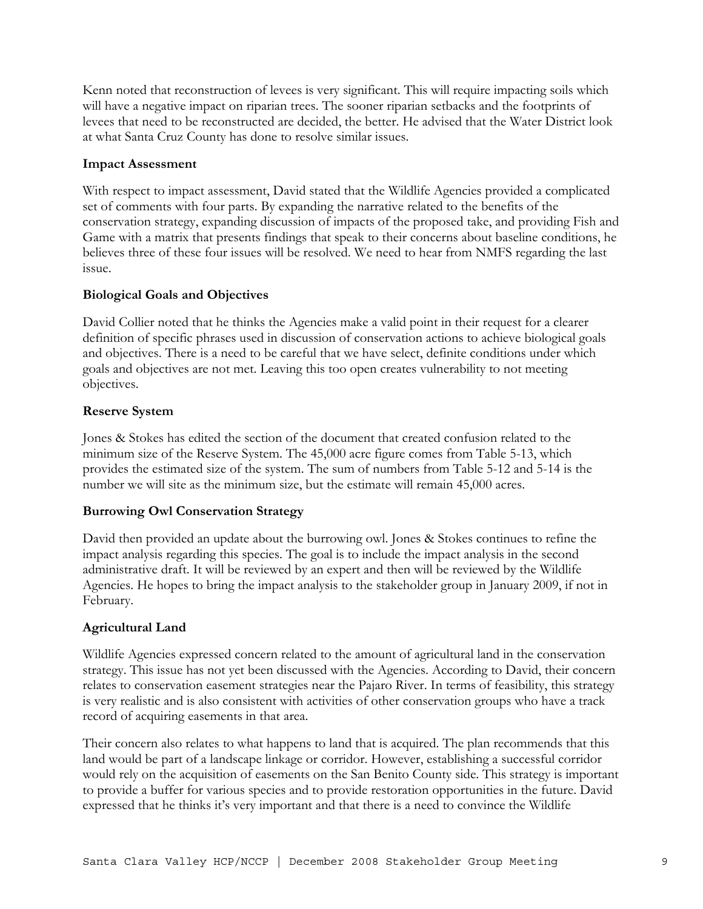Kenn noted that reconstruction of levees is very significant. This will require impacting soils which will have a negative impact on riparian trees. The sooner riparian setbacks and the footprints of levees that need to be reconstructed are decided, the better. He advised that the Water District look at what Santa Cruz County has done to resolve similar issues.

**Impact Assessment**

With respect to impact assessment, David stated that the Wildlife Agencies provided a complicated set of comments with four parts. By expanding the narrative related to the benefits of the conservation strategy, expanding discussion of impacts of the proposed take, and providing Fish and Game with a matrix that presents findings that speak to their concerns about baseline conditions, he believes three of these four issues will be resolved. We need to hear from NMFS regarding the last issue.

**Biological Goals and Objectives**

David Collier noted that he thinks the Agencies make a valid point in their request for a clearer definition of specific phrases used in discussion of conservation actions to achieve biological goals and objectives. There is a need to be careful that we have select, definite conditions under which goals and objectives are not met. Leaving this too open creates vulnerability to not meeting objectives.

**Reserve System**

Jones & Stokes has edited the section of the document that created confusion related to the minimum size of the Reserve System. The 45,000 acre figure comes from Table 5-13, which provides the estimated size of the system. The sum of numbers from Table 5-12 and 5-14 is the number we will site as the minimum size, but the estimate will remain 45,000 acres.

**Burrowing Owl Conservation Strategy**

David then provided an update about the burrowing owl. Jones & Stokes continues to refine the impact analysis regarding this species. The goal is to include the impact analysis in the second administrative draft. It will be reviewed by an expert and then will be reviewed by the Wildlife Agencies. He hopes to bring the impact analysis to the stakeholder group in January 2009, if not in February.

**Agricultural Land**

Wildlife Agencies expressed concern related to the amount of agricultural land in the conservation strategy. This issue has not yet been discussed with the Agencies. According to David, their concern relates to conservation easement strategies near the Pajaro River. In terms of feasibility, this strategy is very realistic and is also consistent with activities of other conservation groups who have a track record of acquiring easements in that area.

Their concern also relates to what happens to land that is acquired. The plan recommends that this land would be part of a landscape linkage or corridor. However, establishing a successful corridor would rely on the acquisition of easements on the San Benito County side. This strategy is important to provide a buffer for various species and to provide restoration opportunities in the future. David expressed that he thinks it's very important and that there is a need to convince the Wildlife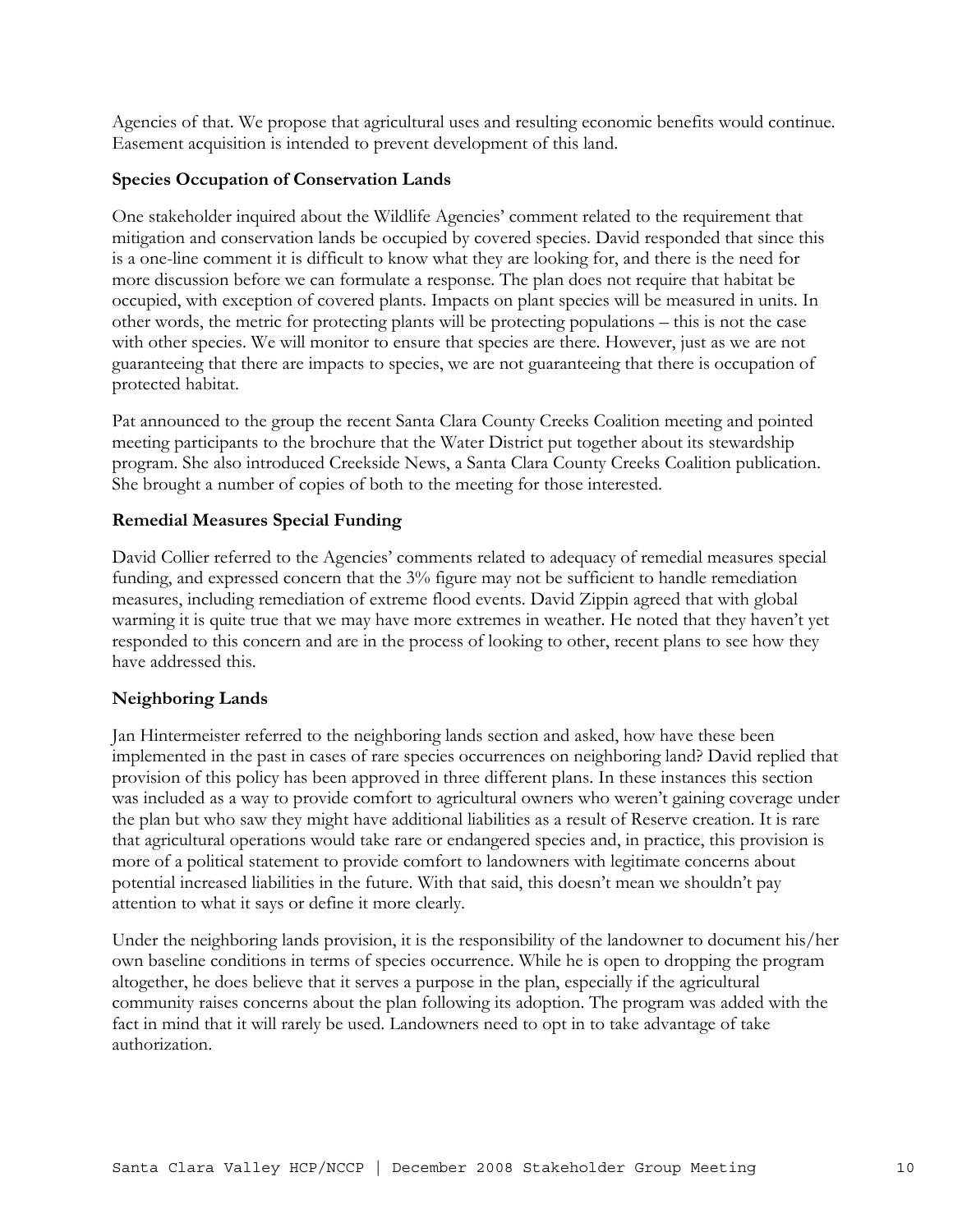Agencies of that. We propose that agricultural uses and resulting economic benefits would continue. Easement acquisition is intended to prevent development of this land.

**Species Occupation of Conservation Lands**

One stakeholder inquired about the Wildlife Agencies' comment related to the requirement that mitigation and conservation lands be occupied by covered species. David responded that since this is a one-line comment it is difficult to know what they are looking for, and there is the need for more discussion before we can formulate a response. The plan does not require that habitat be occupied, with exception of covered plants. Impacts on plant species will be measured in units. In other words, the metric for protecting plants will be protecting populations – this is not the case with other species. We will monitor to ensure that species are there. However, just as we are not guaranteeing that there are impacts to species, we are not guaranteeing that there is occupation of protected habitat.

Pat announced to the group the recent Santa Clara County Creeks Coalition meeting and pointed meeting participants to the brochure that the Water District put together about its stewardship program. She also introduced Creekside News, a Santa Clara County Creeks Coalition publication. She brought a number of copies of both to the meeting for those interested.

**Remedial Measures Special Funding**

David Collier referred to the Agencies' comments related to adequacy of remedial measures special funding, and expressed concern that the 3% figure may not be sufficient to handle remediation measures, including remediation of extreme flood events. David Zippin agreed that with global warming it is quite true that we may have more extremes in weather. He noted that they haven't yet responded to this concern and are in the process of looking to other, recent plans to see how they have addressed this.

**Neighboring Lands**

Jan Hintermeister referred to the neighboring lands section and asked, how have these been implemented in the past in cases of rare species occurrences on neighboring land? David replied that provision of this policy has been approved in three different plans. In these instances this section was included as a way to provide comfort to agricultural owners who weren't gaining coverage under the plan but who saw they might have additional liabilities as a result of Reserve creation. It is rare that agricultural operations would take rare or endangered species and, in practice, this provision is more of a political statement to provide comfort to landowners with legitimate concerns about potential increased liabilities in the future. With that said, this doesn't mean we shouldn't pay attention to what it says or define it more clearly.

Under the neighboring lands provision, it is the responsibility of the landowner to document his/her own baseline conditions in terms of species occurrence. While he is open to dropping the program altogether, he does believe that it serves a purpose in the plan, especially if the agricultural community raises concerns about the plan following its adoption. The program was added with the fact in mind that it will rarely be used. Landowners need to opt in to take advantage of take authorization.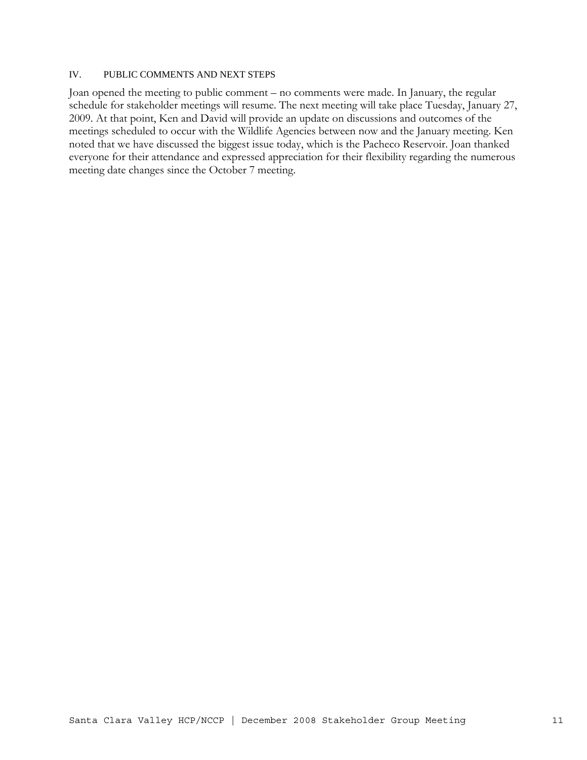## IV. PUBLIC COMMENTS AND NEXT STEPS

Joan opened the meeting to public comment – no comments were made. In January, the regular schedule for stakeholder meetings will resume. The next meeting will take place Tuesday, January 27, 2009. At that point, Ken and David will provide an update on discussions and outcomes of the meetings scheduled to occur with the Wildlife Agencies between now and the January meeting. Ken noted that we have discussed the biggest issue today, which is the Pacheco Reservoir. Joan thanked everyone for their attendance and expressed appreciation for their flexibility regarding the numerous meeting date changes since the October 7 meeting.